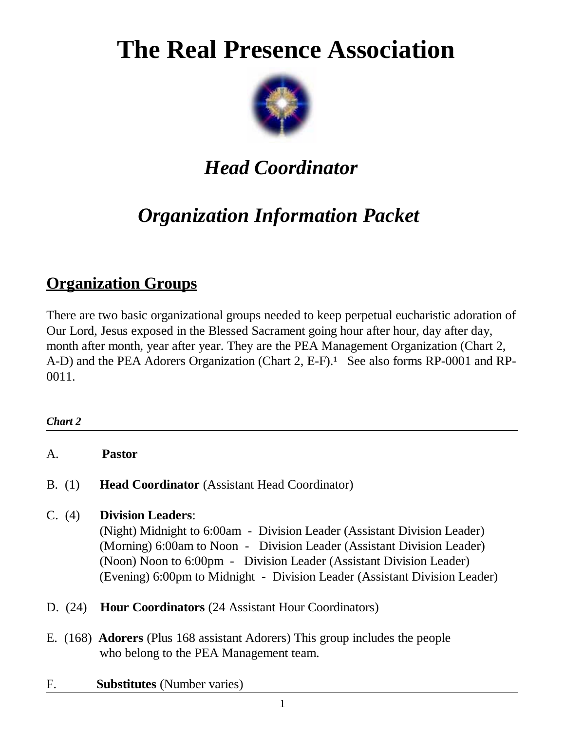# The Real Presence Association

## *Head Coordinator*

## *Organization Information Packet*

## Organization Groups

There are two basic organizational groups needed to keep perpetual eucharistic adoration of Our Lord, Jesus exposed in the Blessed Sacrament going hour after hour, day after day, month after month, year after year. They are the PEA Management Organization (Chart 2, A-D) and the PEA Adorers Organization (Chart 2, E-F).[1] See also forms RP-0001 and RP-0011.

***Chart 2***

A. **Pastor**

B. (1) **Head Coordinator** (Assistant Head Coordinator)

C. (4) **Division Leaders**:
(Night) Midnight to 6:00am - Division Leader (Assistant Division Leader)
(Morning) 6:00am to Noon - Division Leader (Assistant Division Leader)
(Noon) Noon to 6:00pm - Division Leader (Assistant Division Leader)
(Evening) 6:00pm to Midnight - Division Leader (Assistant Division Leader)

D. (24) **Hour Coordinators** (24 Assistant Hour Coordinators)

E. (168) **Adorers** (Plus 168 assistant Adorers) This group includes the people who belong to the PEA Management team.

F. **Substitutes** (Number varies)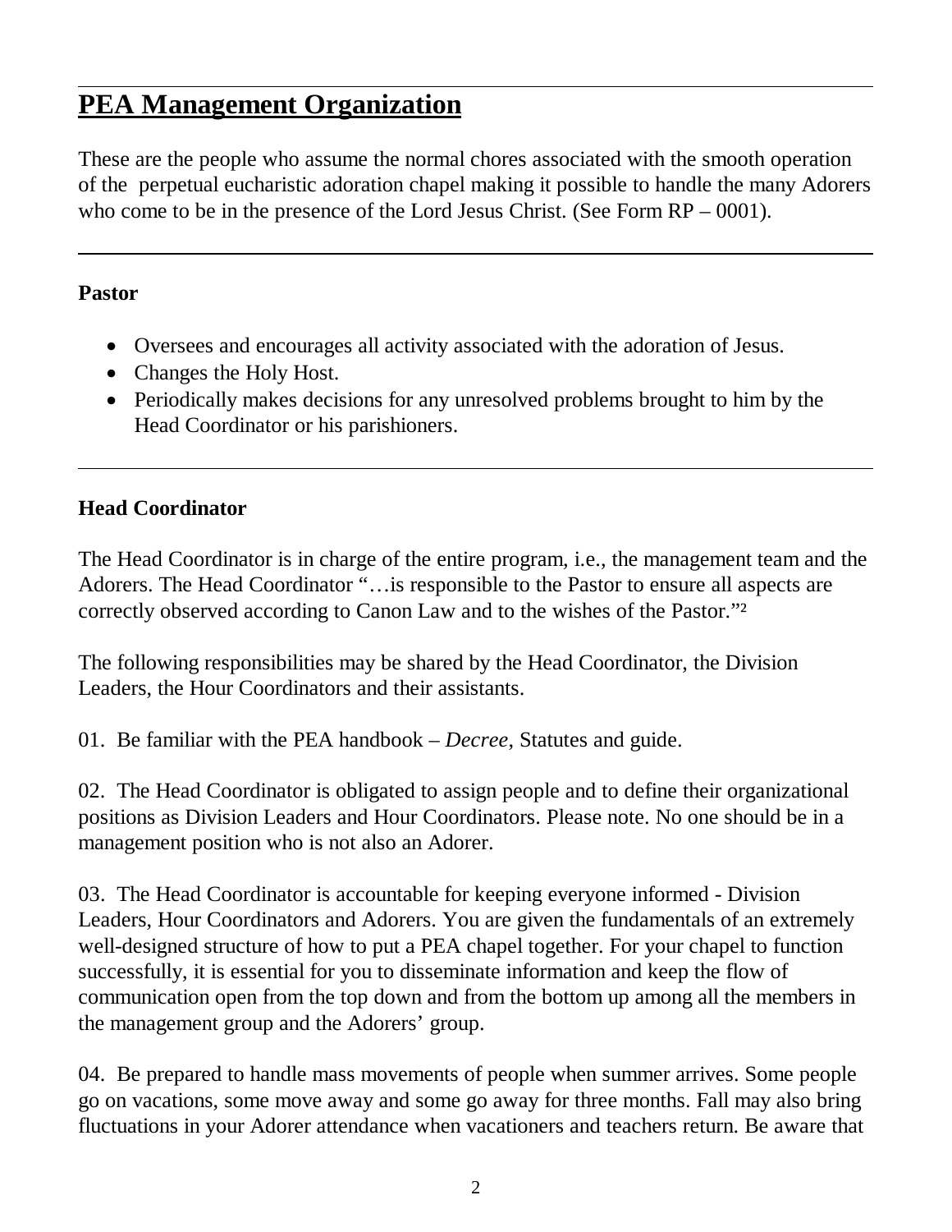# PEA Management Organization

These are the people who assume the normal chores associated with the smooth operation of the perpetual eucharistic adoration chapel making it possible to handle the many Adorers who come to be in the presence of the Lord Jesus Christ. (See Form RP – 0001).

---

### Pastor

- Oversees and encourages all activity associated with the adoration of Jesus.
- Changes the Holy Host.
- Periodically makes decisions for any unresolved problems brought to him by the Head Coordinator or his parishioners.

---

### Head Coordinator

The Head Coordinator is in charge of the entire program, i.e., the management team and the Adorers. The Head Coordinator "…is responsible to the Pastor to ensure all aspects are correctly observed according to Canon Law and to the wishes of the Pastor."[2]

The following responsibilities may be shared by the Head Coordinator, the Division Leaders, the Hour Coordinators and their assistants.

01. Be familiar with the PEA handbook – *Decree*, Statutes and guide.

02. The Head Coordinator is obligated to assign people and to define their organizational positions as Division Leaders and Hour Coordinators. Please note. No one should be in a management position who is not also an Adorer.

03. The Head Coordinator is accountable for keeping everyone informed - Division Leaders, Hour Coordinators and Adorers. You are given the fundamentals of an extremely well-designed structure of how to put a PEA chapel together. For your chapel to function successfully, it is essential for you to disseminate information and keep the flow of communication open from the top down and from the bottom up among all the members in the management group and the Adorers' group.

04. Be prepared to handle mass movements of people when summer arrives. Some people go on vacations, some move away and some go away for three months. Fall may also bring fluctuations in your Adorer attendance when vacationers and teachers return. Be aware that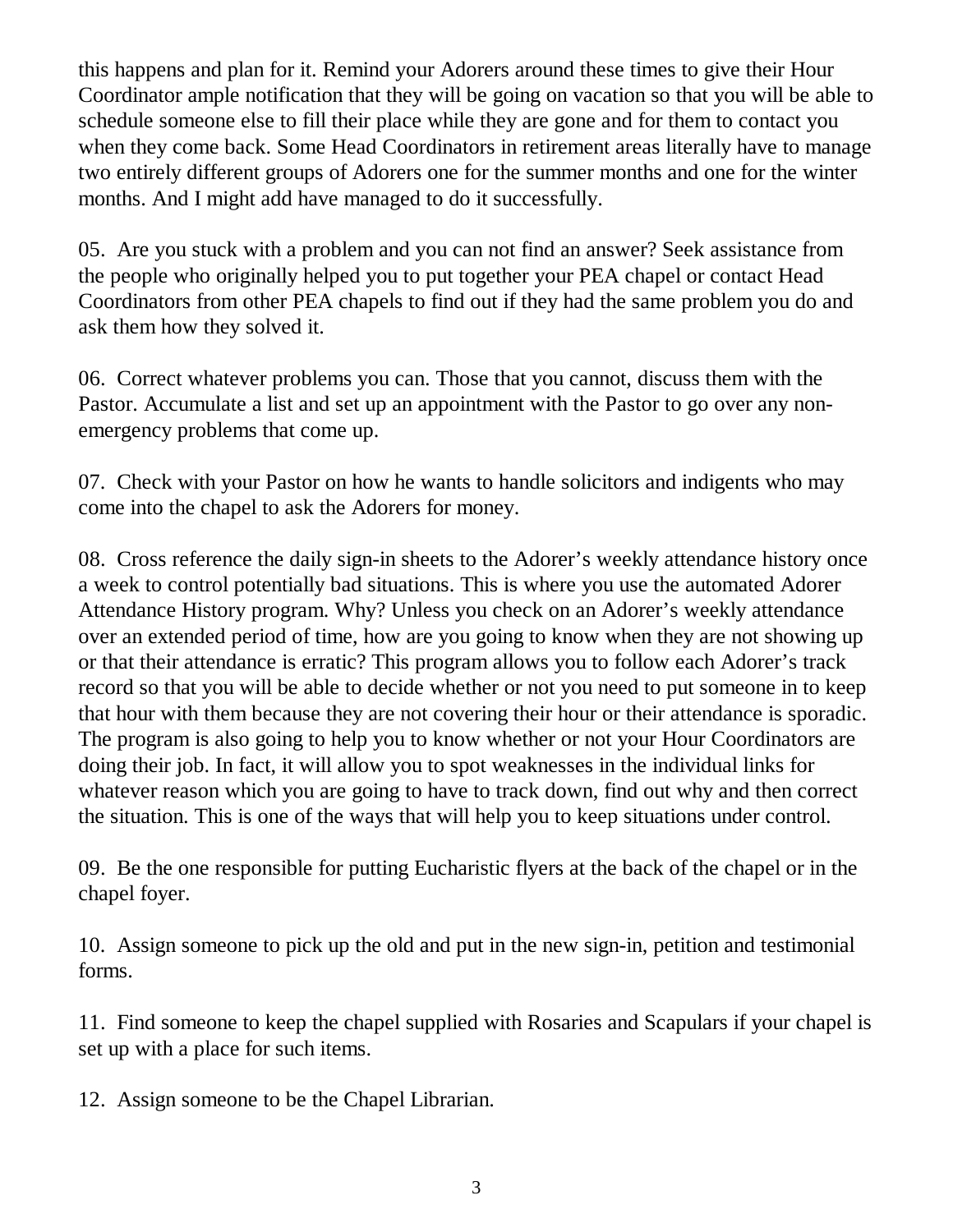this happens and plan for it. Remind your Adorers around these times to give their Hour Coordinator ample notification that they will be going on vacation so that you will be able to schedule someone else to fill their place while they are gone and for them to contact you when they come back. Some Head Coordinators in retirement areas literally have to manage two entirely different groups of Adorers one for the summer months and one for the winter months. And I might add have managed to do it successfully.

05. Are you stuck with a problem and you can not find an answer? Seek assistance from the people who originally helped you to put together your PEA chapel or contact Head Coordinators from other PEA chapels to find out if they had the same problem you do and ask them how they solved it.

06. Correct whatever problems you can. Those that you cannot, discuss them with the Pastor. Accumulate a list and set up an appointment with the Pastor to go over any non-emergency problems that come up.

07. Check with your Pastor on how he wants to handle solicitors and indigents who may come into the chapel to ask the Adorers for money.

08. Cross reference the daily sign-in sheets to the Adorer's weekly attendance history once a week to control potentially bad situations. This is where you use the automated Adorer Attendance History program. Why? Unless you check on an Adorer's weekly attendance over an extended period of time, how are you going to know when they are not showing up or that their attendance is erratic? This program allows you to follow each Adorer's track record so that you will be able to decide whether or not you need to put someone in to keep that hour with them because they are not covering their hour or their attendance is sporadic. The program is also going to help you to know whether or not your Hour Coordinators are doing their job. In fact, it will allow you to spot weaknesses in the individual links for whatever reason which you are going to have to track down, find out why and then correct the situation. This is one of the ways that will help you to keep situations under control.

09. Be the one responsible for putting Eucharistic flyers at the back of the chapel or in the chapel foyer.

10. Assign someone to pick up the old and put in the new sign-in, petition and testimonial forms.

11. Find someone to keep the chapel supplied with Rosaries and Scapulars if your chapel is set up with a place for such items.

12. Assign someone to be the Chapel Librarian.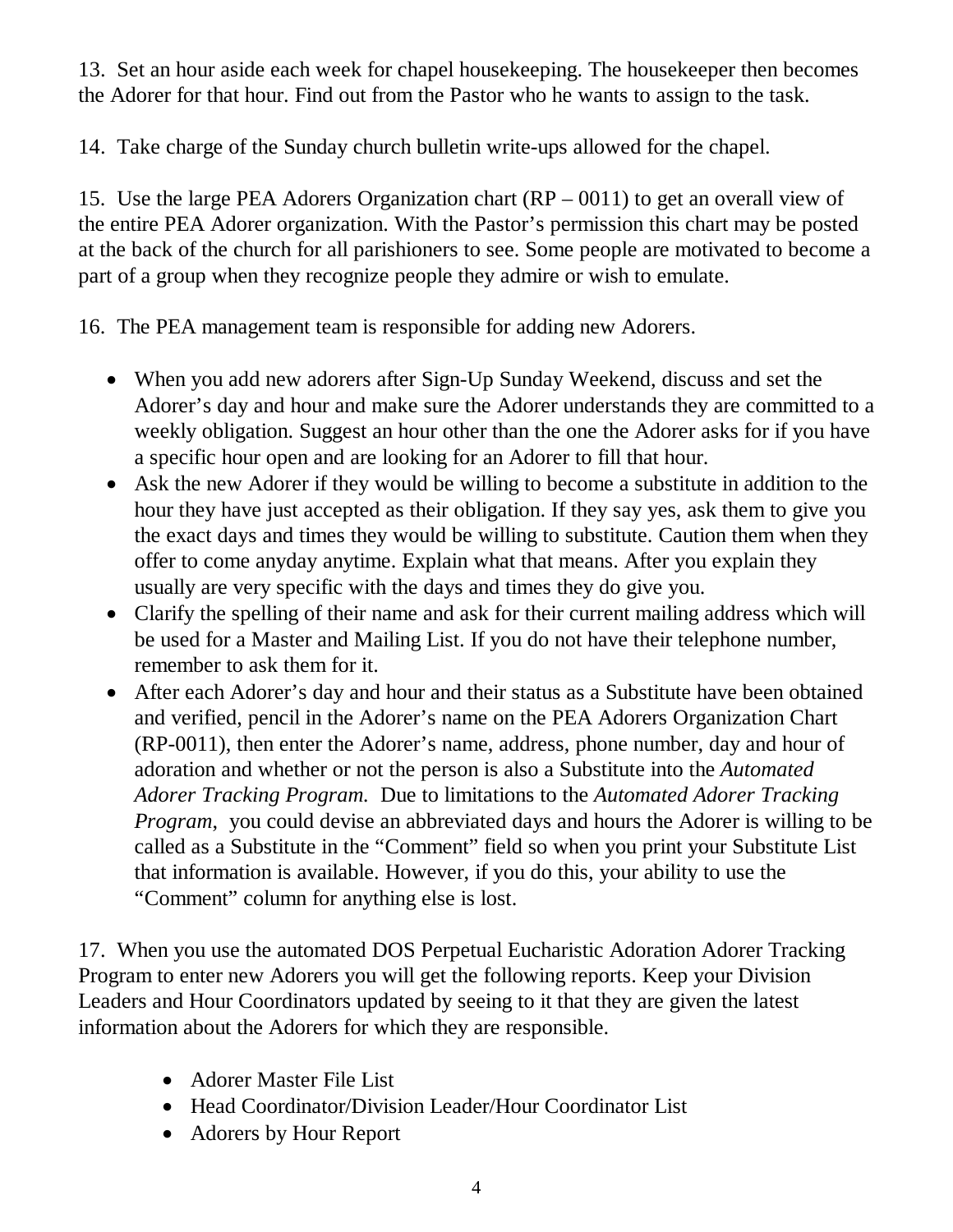13. Set an hour aside each week for chapel housekeeping. The housekeeper then becomes the Adorer for that hour. Find out from the Pastor who he wants to assign to the task.

14. Take charge of the Sunday church bulletin write-ups allowed for the chapel.

15. Use the large PEA Adorers Organization chart (RP – 0011) to get an overall view of the entire PEA Adorer organization. With the Pastor's permission this chart may be posted at the back of the church for all parishioners to see. Some people are motivated to become a part of a group when they recognize people they admire or wish to emulate.

16. The PEA management team is responsible for adding new Adorers.

- When you add new adorers after Sign-Up Sunday Weekend, discuss and set the Adorer's day and hour and make sure the Adorer understands they are committed to a weekly obligation. Suggest an hour other than the one the Adorer asks for if you have a specific hour open and are looking for an Adorer to fill that hour.
- Ask the new Adorer if they would be willing to become a substitute in addition to the hour they have just accepted as their obligation. If they say yes, ask them to give you the exact days and times they would be willing to substitute. Caution them when they offer to come anyday anytime. Explain what that means. After you explain they usually are very specific with the days and times they do give you.
- Clarify the spelling of their name and ask for their current mailing address which will be used for a Master and Mailing List. If you do not have their telephone number, remember to ask them for it.
- After each Adorer's day and hour and their status as a Substitute have been obtained and verified, pencil in the Adorer's name on the PEA Adorers Organization Chart (RP-0011), then enter the Adorer's name, address, phone number, day and hour of adoration and whether or not the person is also a Substitute into the *Automated Adorer Tracking Program.* Due to limitations to the *Automated Adorer Tracking Program,* you could devise an abbreviated days and hours the Adorer is willing to be called as a Substitute in the "Comment" field so when you print your Substitute List that information is available. However, if you do this, your ability to use the "Comment" column for anything else is lost.

17. When you use the automated DOS Perpetual Eucharistic Adoration Adorer Tracking Program to enter new Adorers you will get the following reports. Keep your Division Leaders and Hour Coordinators updated by seeing to it that they are given the latest information about the Adorers for which they are responsible.

- Adorer Master File List
- Head Coordinator/Division Leader/Hour Coordinator List
- Adorers by Hour Report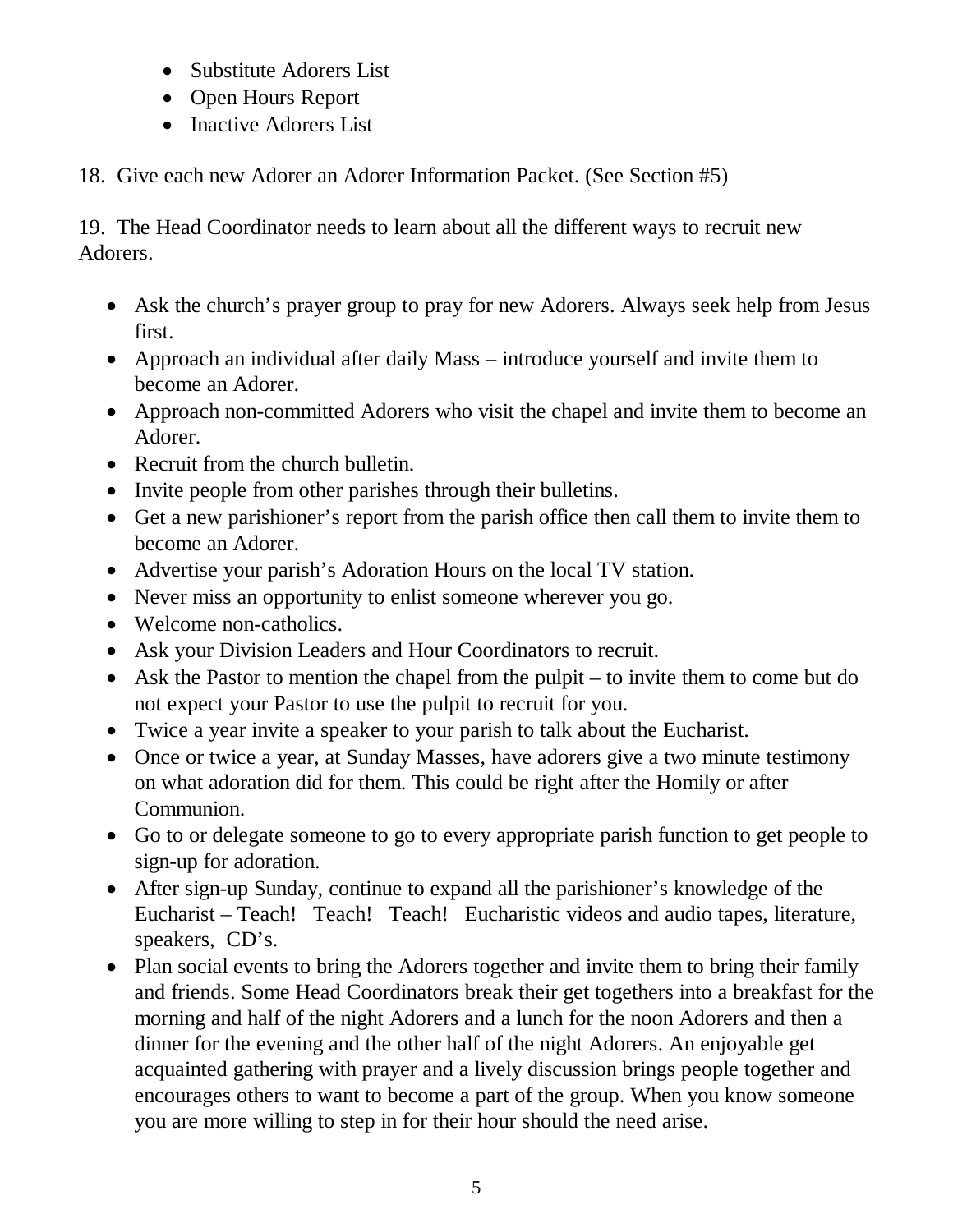- Substitute Adorers List
- Open Hours Report
- Inactive Adorers List

18. Give each new Adorer an Adorer Information Packet. (See Section #5)

19. The Head Coordinator needs to learn about all the different ways to recruit new Adorers.

- Ask the church's prayer group to pray for new Adorers. Always seek help from Jesus first.
- Approach an individual after daily Mass – introduce yourself and invite them to become an Adorer.
- Approach non-committed Adorers who visit the chapel and invite them to become an Adorer.
- Recruit from the church bulletin.
- Invite people from other parishes through their bulletins.
- Get a new parishioner's report from the parish office then call them to invite them to become an Adorer.
- Advertise your parish's Adoration Hours on the local TV station.
- Never miss an opportunity to enlist someone wherever you go.
- Welcome non-catholics.
- Ask your Division Leaders and Hour Coordinators to recruit.
- Ask the Pastor to mention the chapel from the pulpit – to invite them to come but do not expect your Pastor to use the pulpit to recruit for you.
- Twice a year invite a speaker to your parish to talk about the Eucharist.
- Once or twice a year, at Sunday Masses, have adorers give a two minute testimony on what adoration did for them. This could be right after the Homily or after Communion.
- Go to or delegate someone to go to every appropriate parish function to get people to sign-up for adoration.
- After sign-up Sunday, continue to expand all the parishioner's knowledge of the Eucharist – Teach! Teach! Teach! Eucharistic videos and audio tapes, literature, speakers, CD's.
- Plan social events to bring the Adorers together and invite them to bring their family and friends. Some Head Coordinators break their get togethers into a breakfast for the morning and half of the night Adorers and a lunch for the noon Adorers and then a dinner for the evening and the other half of the night Adorers. An enjoyable get acquainted gathering with prayer and a lively discussion brings people together and encourages others to want to become a part of the group. When you know someone you are more willing to step in for their hour should the need arise.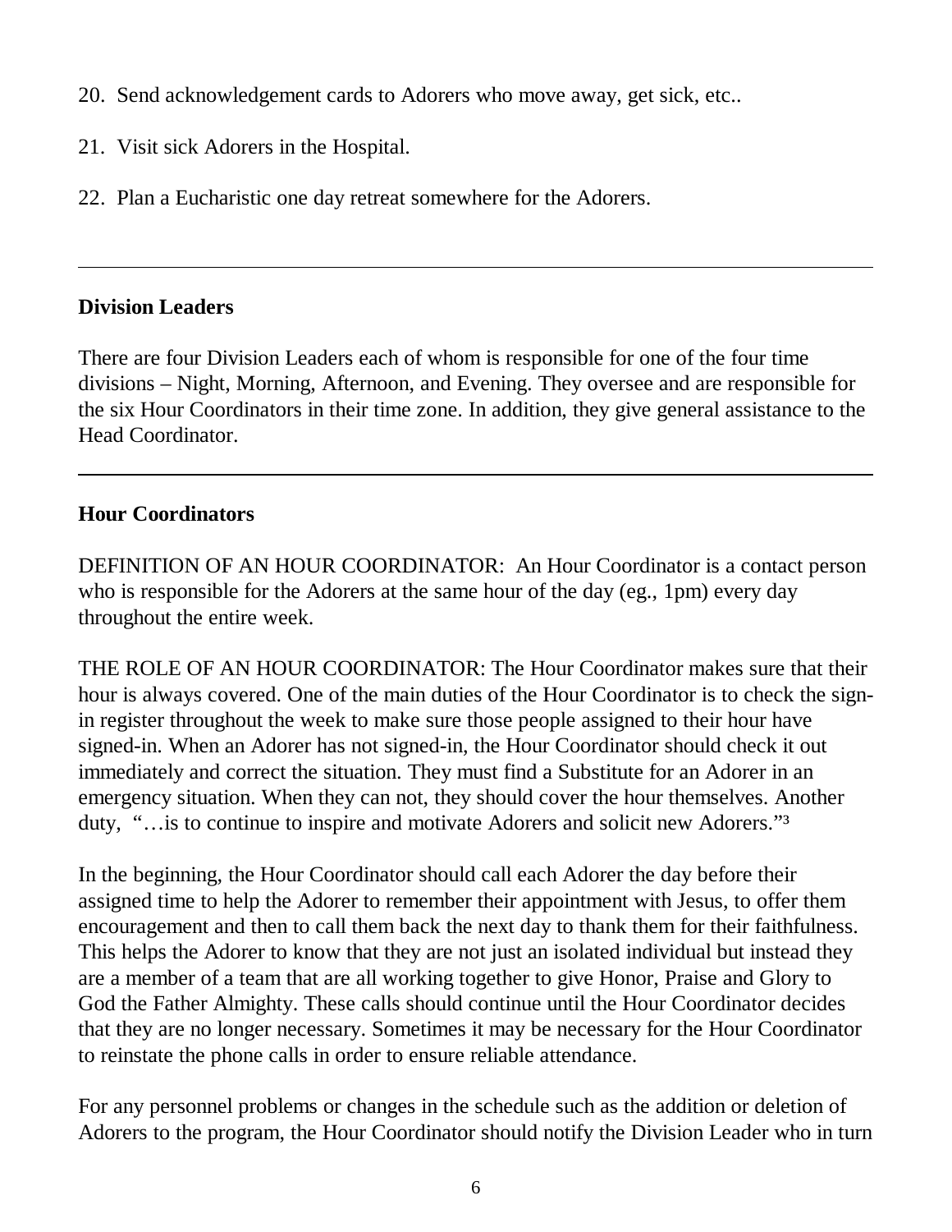20. Send acknowledgement cards to Adorers who move away, get sick, etc..

21. Visit sick Adorers in the Hospital.

22. Plan a Eucharistic one day retreat somewhere for the Adorers.

---

**Division Leaders**

There are four Division Leaders each of whom is responsible for one of the four time divisions – Night, Morning, Afternoon, and Evening. They oversee and are responsible for the six Hour Coordinators in their time zone. In addition, they give general assistance to the Head Coordinator.

---

**Hour Coordinators**

DEFINITION OF AN HOUR COORDINATOR: An Hour Coordinator is a contact person who is responsible for the Adorers at the same hour of the day (eg., 1pm) every day throughout the entire week.

THE ROLE OF AN HOUR COORDINATOR: The Hour Coordinator makes sure that their hour is always covered. One of the main duties of the Hour Coordinator is to check the sign-in register throughout the week to make sure those people assigned to their hour have signed-in. When an Adorer has not signed-in, the Hour Coordinator should check it out immediately and correct the situation. They must find a Substitute for an Adorer in an emergency situation. When they can not, they should cover the hour themselves. Another duty, "…is to continue to inspire and motivate Adorers and solicit new Adorers."[3]

In the beginning, the Hour Coordinator should call each Adorer the day before their assigned time to help the Adorer to remember their appointment with Jesus, to offer them encouragement and then to call them back the next day to thank them for their faithfulness. This helps the Adorer to know that they are not just an isolated individual but instead they are a member of a team that are all working together to give Honor, Praise and Glory to God the Father Almighty. These calls should continue until the Hour Coordinator decides that they are no longer necessary. Sometimes it may be necessary for the Hour Coordinator to reinstate the phone calls in order to ensure reliable attendance.

For any personnel problems or changes in the schedule such as the addition or deletion of Adorers to the program, the Hour Coordinator should notify the Division Leader who in turn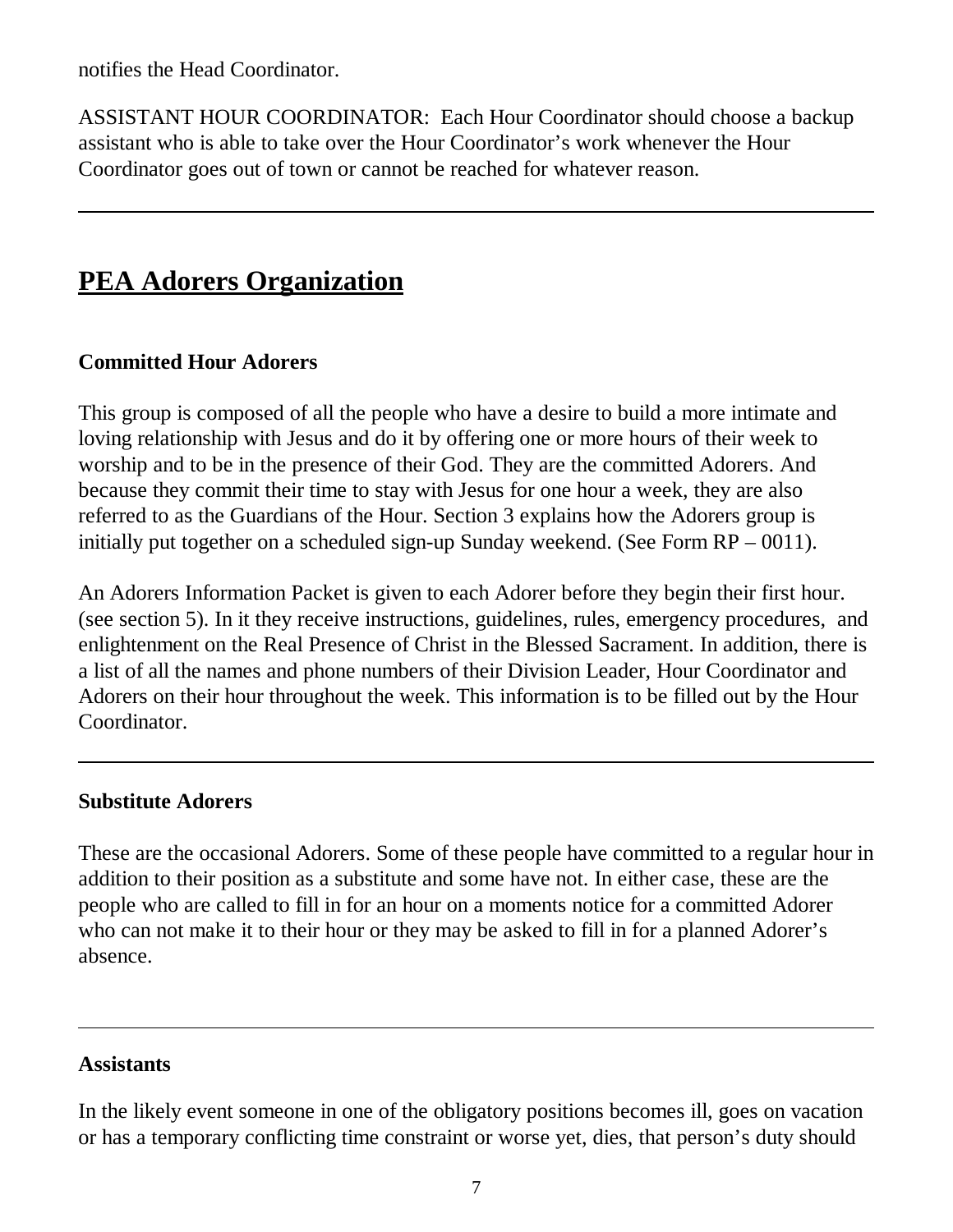notifies the Head Coordinator.

ASSISTANT HOUR COORDINATOR: Each Hour Coordinator should choose a backup assistant who is able to take over the Hour Coordinator's work whenever the Hour Coordinator goes out of town or cannot be reached for whatever reason.

---

# PEA Adorers Organization

### Committed Hour Adorers

This group is composed of all the people who have a desire to build a more intimate and loving relationship with Jesus and do it by offering one or more hours of their week to worship and to be in the presence of their God. They are the committed Adorers. And because they commit their time to stay with Jesus for one hour a week, they are also referred to as the Guardians of the Hour. Section 3 explains how the Adorers group is initially put together on a scheduled sign-up Sunday weekend. (See Form RP – 0011).

An Adorers Information Packet is given to each Adorer before they begin their first hour. (see section 5). In it they receive instructions, guidelines, rules, emergency procedures, and enlightenment on the Real Presence of Christ in the Blessed Sacrament. In addition, there is a list of all the names and phone numbers of their Division Leader, Hour Coordinator and Adorers on their hour throughout the week. This information is to be filled out by the Hour Coordinator.

---

### Substitute Adorers

These are the occasional Adorers. Some of these people have committed to a regular hour in addition to their position as a substitute and some have not. In either case, these are the people who are called to fill in for an hour on a moments notice for a committed Adorer who can not make it to their hour or they may be asked to fill in for a planned Adorer's absence.

---

### Assistants

In the likely event someone in one of the obligatory positions becomes ill, goes on vacation or has a temporary conflicting time constraint or worse yet, dies, that person's duty should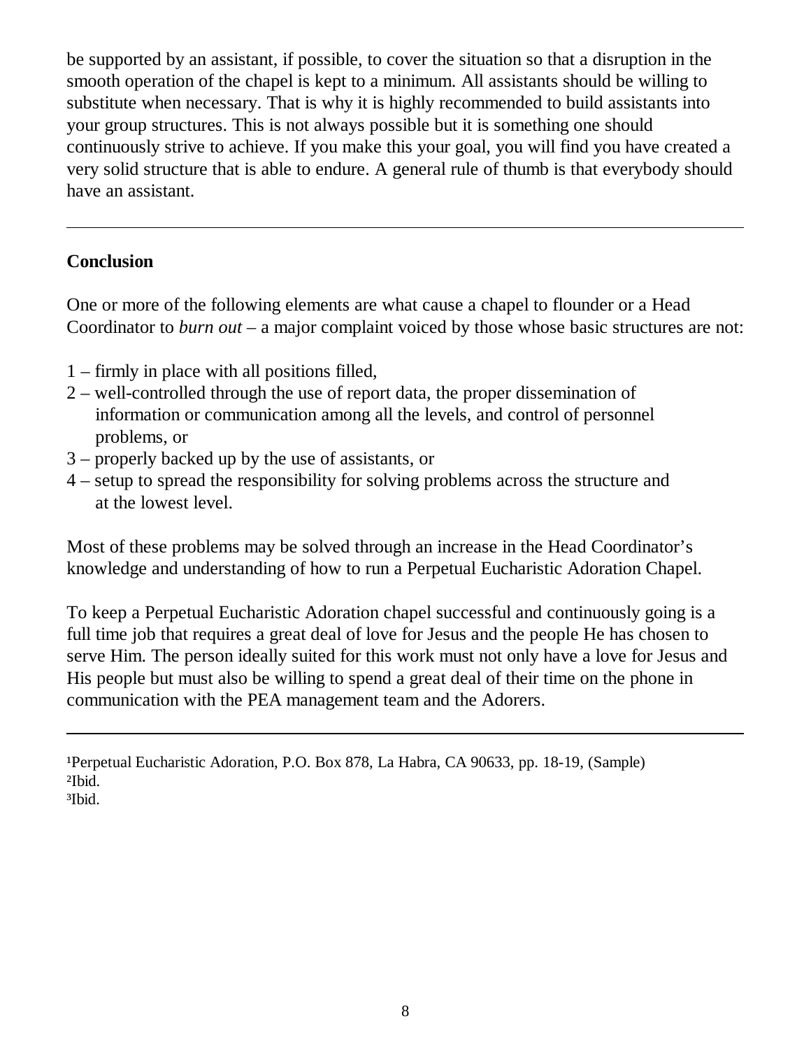be supported by an assistant, if possible, to cover the situation so that a disruption in the smooth operation of the chapel is kept to a minimum. All assistants should be willing to substitute when necessary. That is why it is highly recommended to build assistants into your group structures. This is not always possible but it is something one should continuously strive to achieve. If you make this your goal, you will find you have created a very solid structure that is able to endure. A general rule of thumb is that everybody should have an assistant.

---

**Conclusion**

One or more of the following elements are what cause a chapel to flounder or a Head Coordinator to *burn out* – a major complaint voiced by those whose basic structures are not:

1 – firmly in place with all positions filled,
2 – well-controlled through the use of report data, the proper dissemination of information or communication among all the levels, and control of personnel problems, or
3 – properly backed up by the use of assistants, or
4 – setup to spread the responsibility for solving problems across the structure and at the lowest level.

Most of these problems may be solved through an increase in the Head Coordinator's knowledge and understanding of how to run a Perpetual Eucharistic Adoration Chapel.

To keep a Perpetual Eucharistic Adoration chapel successful and continuously going is a full time job that requires a great deal of love for Jesus and the people He has chosen to serve Him. The person ideally suited for this work must not only have a love for Jesus and His people but must also be willing to spend a great deal of their time on the phone in communication with the PEA management team and the Adorers.

---

[1]Perpetual Eucharistic Adoration, P.O. Box 878, La Habra, CA 90633, pp. 18-19, (Sample)
[2]Ibid.
[3]Ibid.